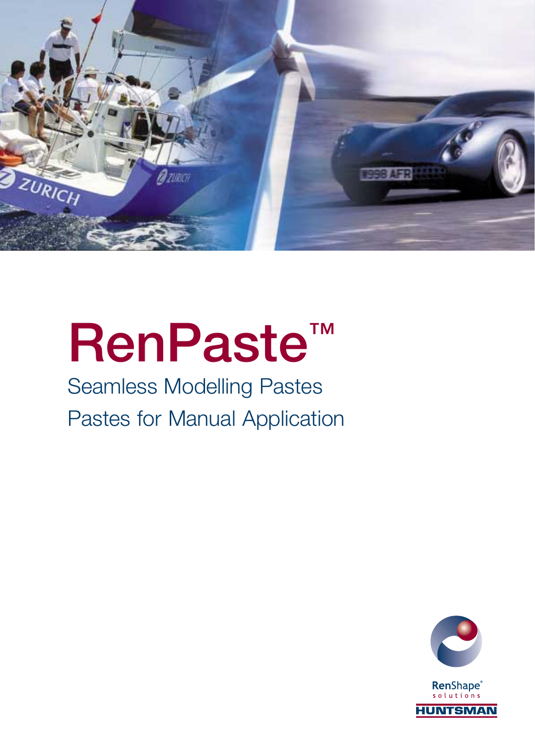# RenPaste™

Seamless Modelling Pastes

Pastes for Manual Application

RenShape® solutions

HUNTSMAN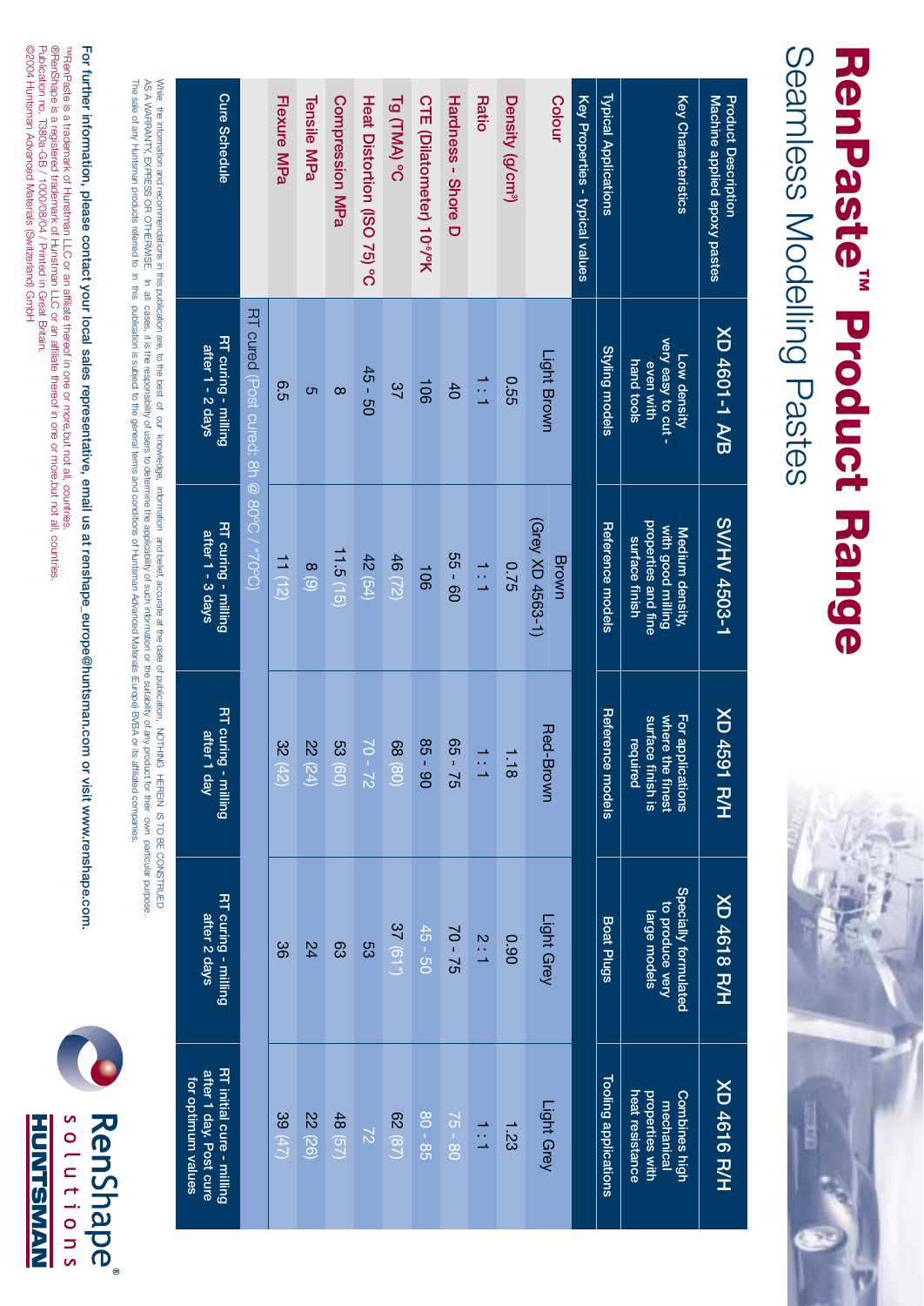# RenPaste™ Product Range

## Seamless Modelling Pastes

| Product Description<br>Machine applied epoxy pastes | XD 4601-1 A/B | SV/HV 4503-1 | XD 4591 R/H | XD 4618 R/H | XD 4616 R/H |
|---|---|---|---|---|---|
| Key Characteristics | Low density very easy to cut - even with hand tools | Medium density, with good milling properties and fine surface finish | For applications where the finest surface finish is required | Specially formulated to produce very large models | Combines high mechanical properties with heat resistance |
| Typical Applications | Styling models | Reference models | Reference models | Boat Plugs | Tooling applications |
| Key Properties - typical values | | | | | |
| Colour | Light Brown | Brown (Grey XD 4563-1) | Red-Brown | Light Grey | Light Grey |
| Density (g/cm³) | 0.55 | 0.75 | 1.18 | 0.90 | 1.23 |
| Ratio | 1 : 1 | 1 : 1 | 1 : 1 | 2 : 1 | 1 : 1 |
| Hardness - Shore D | 40 | 55 - 60 | 65 - 75 | 70 - 75 | 75 - 80 |
| CTE (Dilatometer) $10^{-6}$/°K | 106 | 106 | 85 - 90 | 45 - 50 | 80 - 85 |
| Tg (TMA) °C | 37 | 46 (72) | 68 (80) | 37 (61*) | 62 (87) |
| Heat Distortion (ISO 75) °C | 45 - 50 | 42 (54) | 70 - 72 | 53 | 72 |
| Compression MPa | 8 | 11.5 (15) | 53 (60) | 63 | 48 (57) |
| Tensile MPa | 5 | 8 (9) | 22 (24) | 24 | 22 (26) |
| Flexure MPa | 6.5 | 11 (12) | 32 (42) | 36 | 39 (47) |
| | RT cured (Post cured: 8h @ 80°C / *70°C) | | | | |
| Cure Schedule | RT curing - milling after 1 - 2 days | RT curing - milling after 1 - 3 days | RT curing - milling after 1 day | RT curing - milling after 2 days | RT initial cure - milling after 1 day. Post cure for optimum values |

While the information and recommendations in this publication are, to the best of our knowledge, information and belief, accurate at the date of publication, NOTHING HEREIN IS TO BE CONSTRUED AS A WARRANTY, EXPRESS OR OTHERWISE. In all cases, it is the responsibility of users to determine the applicability of such information or the suitability of any product for their own particular purpose. The sale of any Huntsman products referred to in this publication is subject to the general terms and conditions of Huntsman Advanced Materials (Europe) BVBA or its affiliated companies.

**For further information, please contact your local sales representative, email us at renshape_europe@huntsman.com or visit www.renshape.com.**

™RenPaste is a trademark of Huntsman LLC or an affiliate thereof in one or more,but not all, countries.
®RenShape is a registered trademark of Huntsman LLC or an affiliate thereof in one or more,but not all, countries.
Publication no. T380a-GB / 1000/08/04 / Printed in Great Britain.
©2004 Huntsman Advanced Materials (Switzerland) GmbH

RenShape® solutions
HUNTSMAN